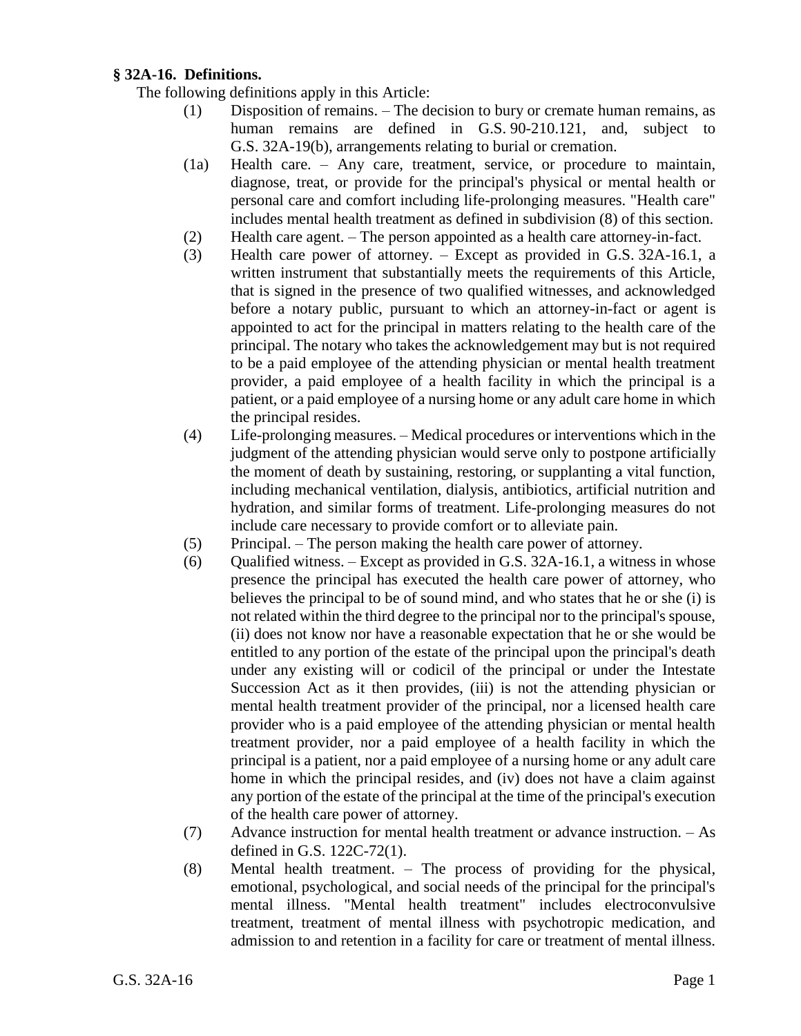**§ 32A-16. Definitions.**

The following definitions apply in this Article:

(1) Disposition of remains. – The decision to bury or cremate human remains, as human remains are defined in G.S. 90-210.121, and, subject to G.S. 32A-19(b), arrangements relating to burial or cremation.

(1a) Health care. – Any care, treatment, service, or procedure to maintain, diagnose, treat, or provide for the principal's physical or mental health or personal care and comfort including life-prolonging measures. "Health care" includes mental health treatment as defined in subdivision (8) of this section.

(2) Health care agent. – The person appointed as a health care attorney-in-fact.

(3) Health care power of attorney. – Except as provided in G.S. 32A-16.1, a written instrument that substantially meets the requirements of this Article, that is signed in the presence of two qualified witnesses, and acknowledged before a notary public, pursuant to which an attorney-in-fact or agent is appointed to act for the principal in matters relating to the health care of the principal. The notary who takes the acknowledgement may but is not required to be a paid employee of the attending physician or mental health treatment provider, a paid employee of a health facility in which the principal is a patient, or a paid employee of a nursing home or any adult care home in which the principal resides.

(4) Life-prolonging measures. – Medical procedures or interventions which in the judgment of the attending physician would serve only to postpone artificially the moment of death by sustaining, restoring, or supplanting a vital function, including mechanical ventilation, dialysis, antibiotics, artificial nutrition and hydration, and similar forms of treatment. Life-prolonging measures do not include care necessary to provide comfort or to alleviate pain.

(5) Principal. – The person making the health care power of attorney.

(6) Qualified witness. – Except as provided in G.S. 32A-16.1, a witness in whose presence the principal has executed the health care power of attorney, who believes the principal to be of sound mind, and who states that he or she (i) is not related within the third degree to the principal nor to the principal's spouse, (ii) does not know nor have a reasonable expectation that he or she would be entitled to any portion of the estate of the principal upon the principal's death under any existing will or codicil of the principal or under the Intestate Succession Act as it then provides, (iii) is not the attending physician or mental health treatment provider of the principal, nor a licensed health care provider who is a paid employee of the attending physician or mental health treatment provider, nor a paid employee of a health facility in which the principal is a patient, nor a paid employee of a nursing home or any adult care home in which the principal resides, and (iv) does not have a claim against any portion of the estate of the principal at the time of the principal's execution of the health care power of attorney.

(7) Advance instruction for mental health treatment or advance instruction. – As defined in G.S. 122C-72(1).

(8) Mental health treatment. – The process of providing for the physical, emotional, psychological, and social needs of the principal for the principal's mental illness. "Mental health treatment" includes electroconvulsive treatment, treatment of mental illness with psychotropic medication, and admission to and retention in a facility for care or treatment of mental illness.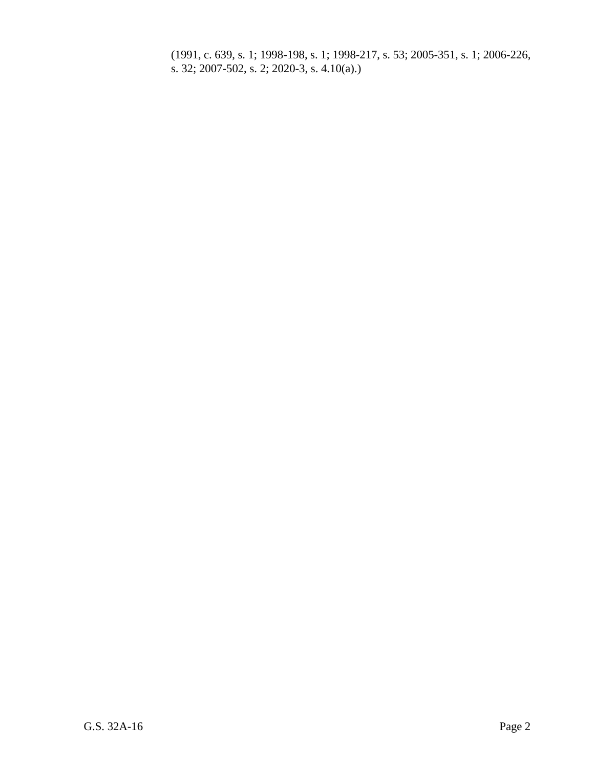(1991, c. 639, s. 1; 1998-198, s. 1; 1998-217, s. 53; 2005-351, s. 1; 2006-226, s. 32; 2007-502, s. 2; 2020-3, s. 4.10(a).)